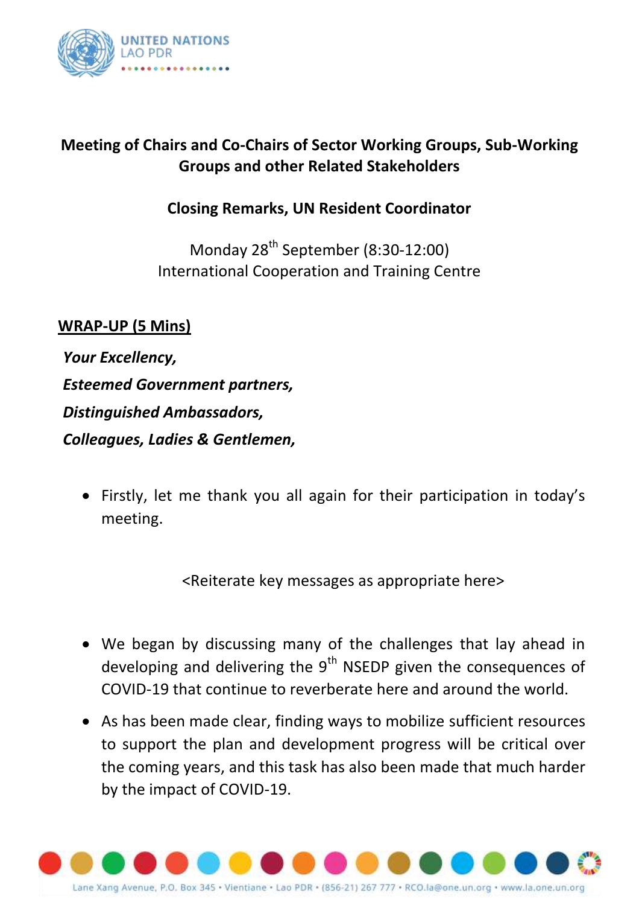UNITED NATIONS
LAO PDR

**Meeting of Chairs and Co-Chairs of Sector Working Groups, Sub-Working Groups and other Related Stakeholders**

**Closing Remarks, UN Resident Coordinator**

Monday 28th September (8:30-12:00)
International Cooperation and Training Centre

**<u>WRAP-UP (5 Mins)</u>**

***Your Excellency,***
***Esteemed Government partners,***
***Distinguished Ambassadors,***
***Colleagues, Ladies & Gentlemen,***

- Firstly, let me thank you all again for their participation in today's meeting.

<Reiterate key messages as appropriate here>

- We began by discussing many of the challenges that lay ahead in developing and delivering the 9th NSEDP given the consequences of COVID-19 that continue to reverberate here and around the world.
- As has been made clear, finding ways to mobilize sufficient resources to support the plan and development progress will be critical over the coming years, and this task has also been made that much harder by the impact of COVID-19.

Lane Xang Avenue, P.O. Box 345 • Vientiane • Lao PDR • (856-21) 267 777 • RCO.la@one.un.org • www.la.one.un.org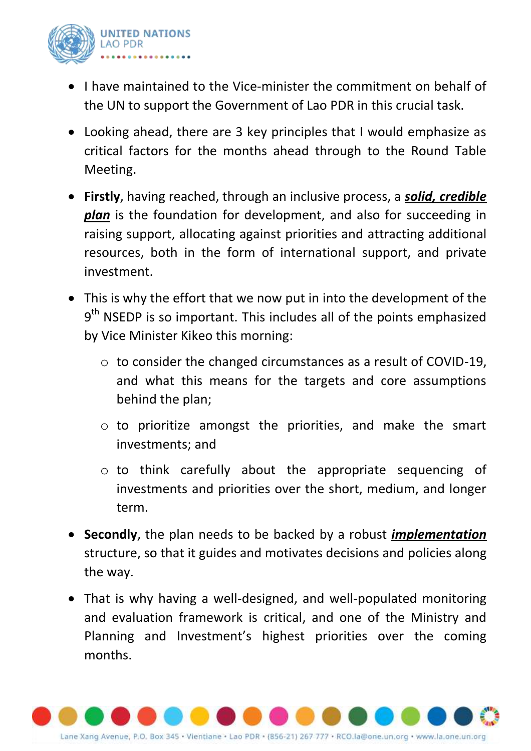- I have maintained to the Vice-minister the commitment on behalf of the UN to support the Government of Lao PDR in this crucial task.
- Looking ahead, there are 3 key principles that I would emphasize as critical factors for the months ahead through to the Round Table Meeting.
- **Firstly**, having reached, through an inclusive process, a ***solid, credible plan*** is the foundation for development, and also for succeeding in raising support, allocating against priorities and attracting additional resources, both in the form of international support, and private investment.
- This is why the effort that we now put in into the development of the 9th NSEDP is so important. This includes all of the points emphasized by Vice Minister Kikeo this morning:
  - to consider the changed circumstances as a result of COVID-19, and what this means for the targets and core assumptions behind the plan;
  - to prioritize amongst the priorities, and make the smart investments; and
  - to think carefully about the appropriate sequencing of investments and priorities over the short, medium, and longer term.
- **Secondly**, the plan needs to be backed by a robust ***implementation*** structure, so that it guides and motivates decisions and policies along the way.
- That is why having a well-designed, and well-populated monitoring and evaluation framework is critical, and one of the Ministry and Planning and Investment's highest priorities over the coming months.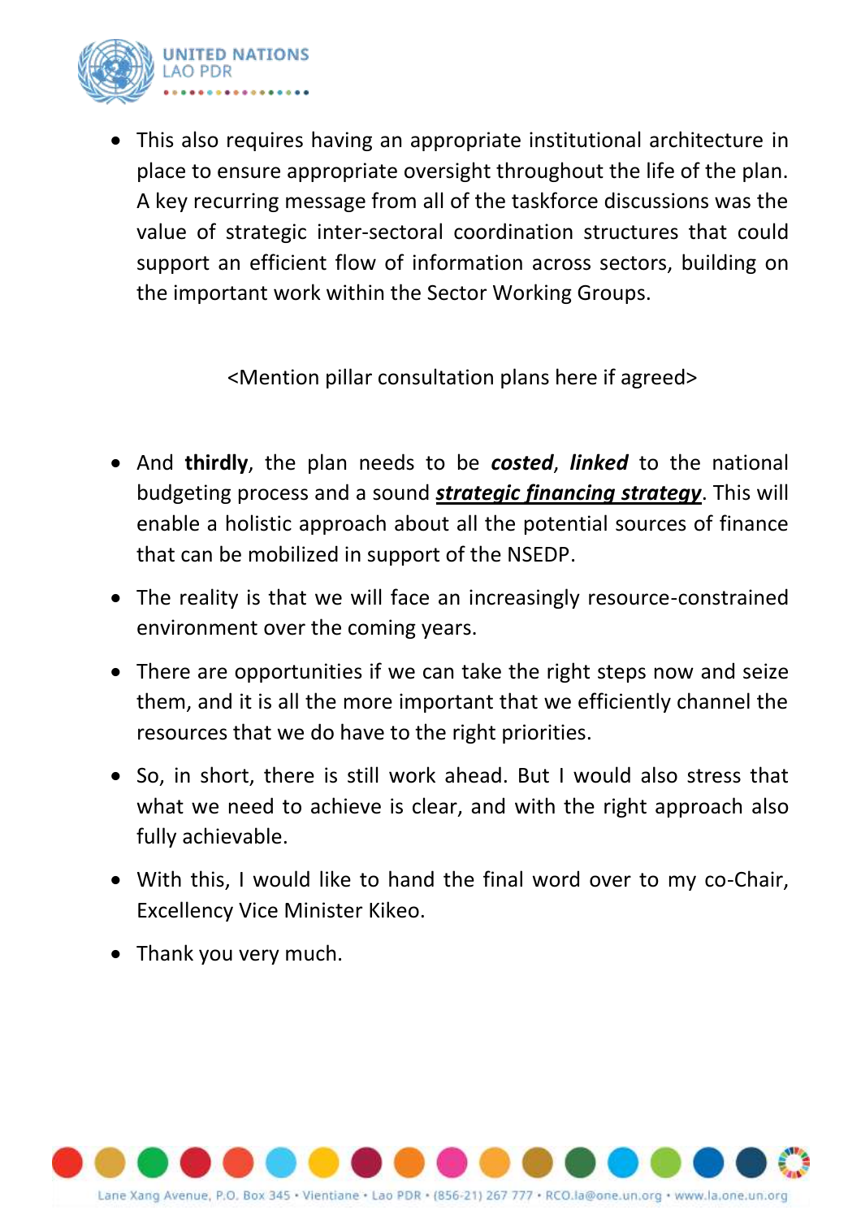- This also requires having an appropriate institutional architecture in place to ensure appropriate oversight throughout the life of the plan. A key recurring message from all of the taskforce discussions was the value of strategic inter-sectoral coordination structures that could support an efficient flow of information across sectors, building on the important work within the Sector Working Groups.

<Mention pillar consultation plans here if agreed>

- And **thirdly**, the plan needs to be ***costed***, ***linked*** to the national budgeting process and a sound <u>***strategic financing strategy***</u>. This will enable a holistic approach about all the potential sources of finance that can be mobilized in support of the NSEDP.
- The reality is that we will face an increasingly resource-constrained environment over the coming years.
- There are opportunities if we can take the right steps now and seize them, and it is all the more important that we efficiently channel the resources that we do have to the right priorities.
- So, in short, there is still work ahead. But I would also stress that what we need to achieve is clear, and with the right approach also fully achievable.
- With this, I would like to hand the final word over to my co-Chair, Excellency Vice Minister Kikeo.
- Thank you very much.